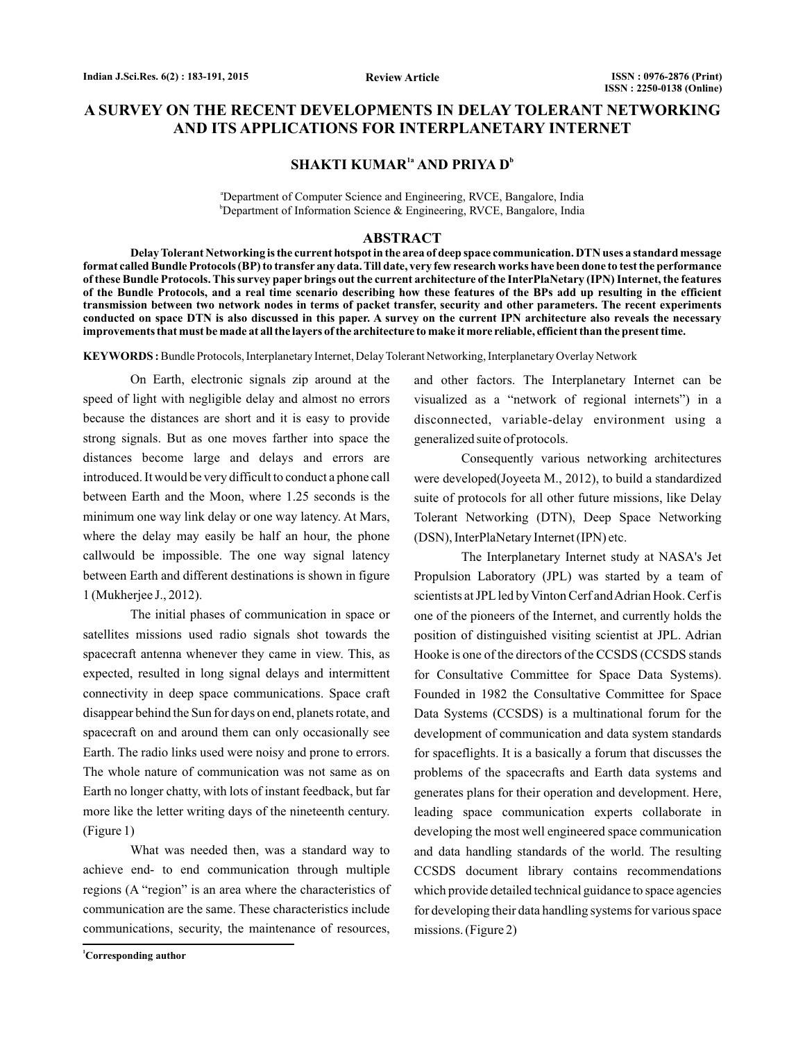**Review Article**

# A SURVEY ON THE RECENT DEVELOPMENTS IN DELAY TOLERANT NETWORKING AND ITS APPLICATIONS FOR INTERPLANETARY INTERNET

**SHAKTI KUMAR[1a] AND PRIYA D[b]**

[a]Department of Computer Science and Engineering, RVCE, Bangalore, India
[b]Department of Information Science & Engineering, RVCE, Bangalore, India

## ABSTRACT

**Delay Tolerant Networking is the current hotspot in the area of deep space communication. DTN uses a standard message format called Bundle Protocols (BP) to transfer any data. Till date, very few research works have been done to test the performance of these Bundle Protocols. This survey paper brings out the current architecture of the InterPlaNetary (IPN) Internet, the features of the Bundle Protocols, and a real time scenario describing how these features of the BPs add up resulting in the efficient transmission between two network nodes in terms of packet transfer, security and other parameters. The recent experiments conducted on space DTN is also discussed in this paper. A survey on the current IPN architecture also reveals the necessary improvements that must be made at all the layers of the architecture to make it more reliable, efficient than the present time.**

**KEYWORDS :** Bundle Protocols, Interplanetary Internet, Delay Tolerant Networking, Interplanetary Overlay Network

On Earth, electronic signals zip around at the speed of light with negligible delay and almost no errors because the distances are short and it is easy to provide strong signals. But as one moves farther into space the distances become large and delays and errors are introduced. It would be very difficult to conduct a phone call between Earth and the Moon, where 1.25 seconds is the minimum one way link delay or one way latency. At Mars, where the delay may easily be half an hour, the phone callwould be impossible. The one way signal latency between Earth and different destinations is shown in figure 1 (Mukherjee J., 2012).

The initial phases of communication in space or satellites missions used radio signals shot towards the spacecraft antenna whenever they came in view. This, as expected, resulted in long signal delays and intermittent connectivity in deep space communications. Space craft disappear behind the Sun for days on end, planets rotate, and spacecraft on and around them can only occasionally see Earth. The radio links used were noisy and prone to errors. The whole nature of communication was not same as on Earth no longer chatty, with lots of instant feedback, but far more like the letter writing days of the nineteenth century. (Figure 1)

What was needed then, was a standard way to achieve end- to end communication through multiple regions (A "region" is an area where the characteristics of communication are the same. These characteristics include communications, security, the maintenance of resources, and other factors. The Interplanetary Internet can be visualized as a "network of regional internets") in a disconnected, variable-delay environment using a generalized suite of protocols.

Consequently various networking architectures were developed(Joyeeta M., 2012), to build a standardized suite of protocols for all other future missions, like Delay Tolerant Networking (DTN), Deep Space Networking (DSN), InterPlaNetary Internet (IPN) etc.

The Interplanetary Internet study at NASA's Jet Propulsion Laboratory (JPL) was started by a team of scientists at JPL led by Vinton Cerf and Adrian Hook. Cerf is one of the pioneers of the Internet, and currently holds the position of distinguished visiting scientist at JPL. Adrian Hooke is one of the directors of the CCSDS (CCSDS stands for Consultative Committee for Space Data Systems). Founded in 1982 the Consultative Committee for Space Data Systems (CCSDS) is a multinational forum for the development of communication and data system standards for spaceflights. It is a basically a forum that discusses the problems of the spacecrafts and Earth data systems and generates plans for their operation and development. Here, leading space communication experts collaborate in developing the most well engineered space communication and data handling standards of the world. The resulting CCSDS document library contains recommendations which provide detailed technical guidance to space agencies for developing their data handling systems for various space missions. (Figure 2)

[1]**Corresponding author**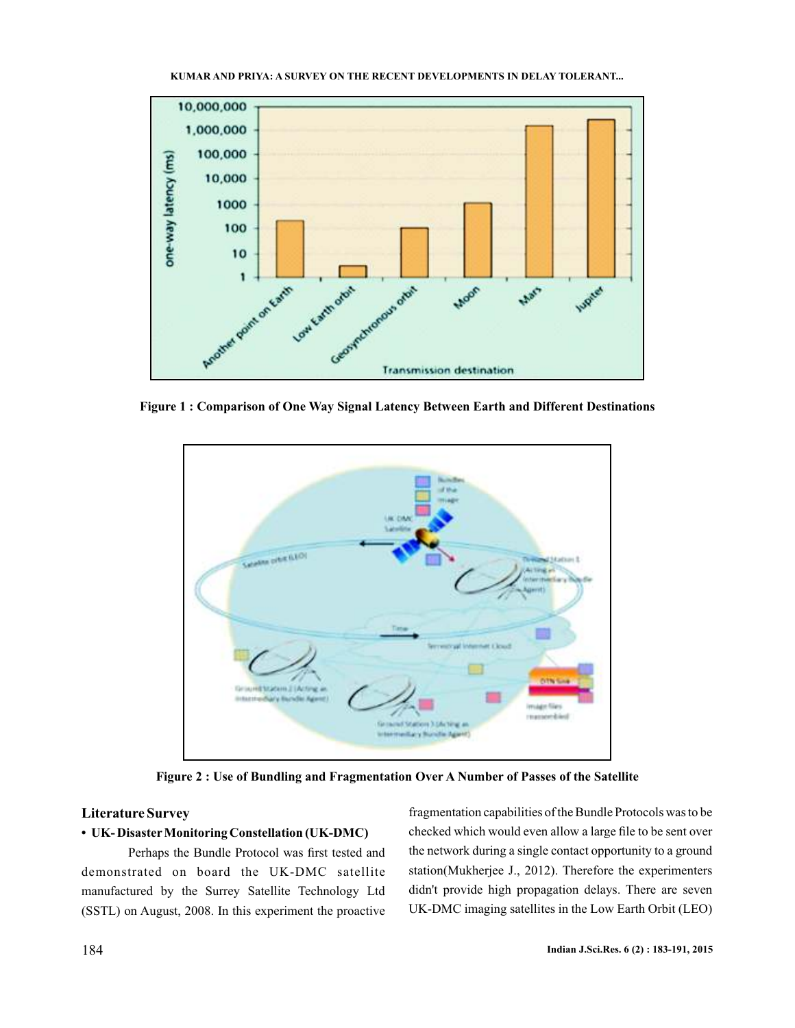Figure 1 : Comparison of One Way Signal Latency Between Earth and Different Destinations

Figure 2 : Use of Bundling and Fragmentation Over A Number of Passes of the Satellite

## Literature Survey

### • UK- Disaster Monitoring Constellation (UK-DMC)

Perhaps the Bundle Protocol was first tested and demonstrated on board the UK-DMC satellite manufactured by the Surrey Satellite Technology Ltd (SSTL) on August, 2008. In this experiment the proactive fragmentation capabilities of the Bundle Protocols was to be checked which would even allow a large file to be sent over the network during a single contact opportunity to a ground station(Mukherjee J., 2012). Therefore the experimenters didn't provide high propagation delays. There are seven UK-DMC imaging satellites in the Low Earth Orbit (LEO)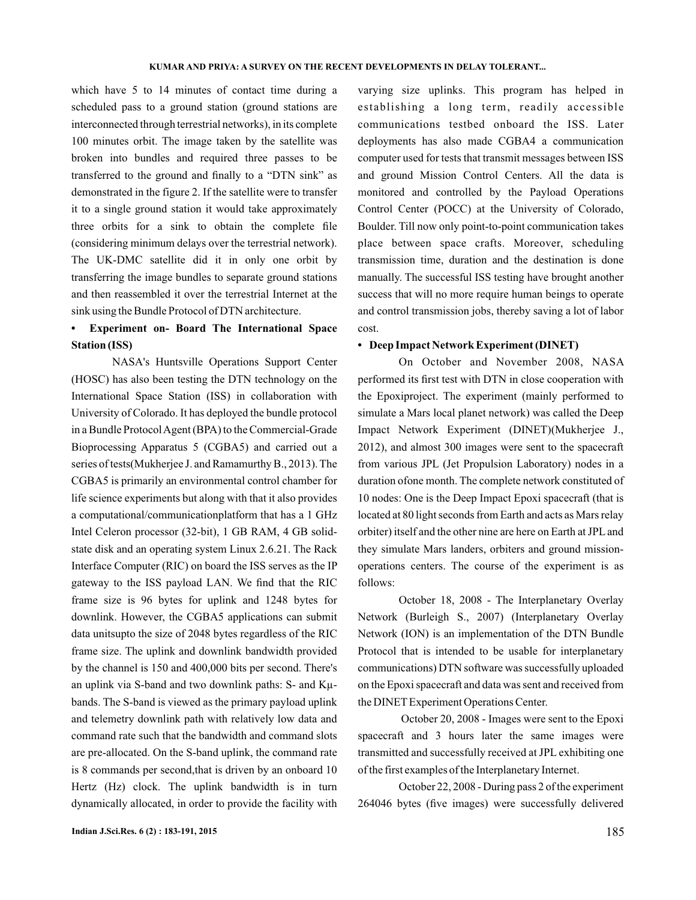which have 5 to 14 minutes of contact time during a scheduled pass to a ground station (ground stations are interconnected through terrestrial networks), in its complete 100 minutes orbit. The image taken by the satellite was broken into bundles and required three passes to be transferred to the ground and finally to a "DTN sink" as demonstrated in the figure 2. If the satellite were to transfer it to a single ground station it would take approximately three orbits for a sink to obtain the complete file (considering minimum delays over the terrestrial network). The UK-DMC satellite did it in only one orbit by transferring the image bundles to separate ground stations and then reassembled it over the terrestrial Internet at the sink using the Bundle Protocol of DTN architecture.

- **Experiment on- Board The International Space Station (ISS)**

NASA's Huntsville Operations Support Center (HOSC) has also been testing the DTN technology on the International Space Station (ISS) in collaboration with University of Colorado. It has deployed the bundle protocol in a Bundle Protocol Agent (BPA) to the Commercial-Grade Bioprocessing Apparatus 5 (CGBA5) and carried out a series of tests(Mukherjee J. and Ramamurthy B., 2013). The CGBA5 is primarily an environmental control chamber for life science experiments but along with that it also provides a computational/communicationplatform that has a 1 GHz Intel Celeron processor (32-bit), 1 GB RAM, 4 GB solid-state disk and an operating system Linux 2.6.21. The Rack Interface Computer (RIC) on board the ISS serves as the IP gateway to the ISS payload LAN. We find that the RIC frame size is 96 bytes for uplink and 1248 bytes for downlink. However, the CGBA5 applications can submit data unitsupto the size of 2048 bytes regardless of the RIC frame size. The uplink and downlink bandwidth provided by the channel is 150 and 400,000 bits per second. There's an uplink via S-band and two downlink paths: S- and Kμ-bands. The S-band is viewed as the primary payload uplink and telemetry downlink path with relatively low data and command rate such that the bandwidth and command slots are pre-allocated. On the S-band uplink, the command rate is 8 commands per second,that is driven by an onboard 10 Hertz (Hz) clock. The uplink bandwidth is in turn dynamically allocated, in order to provide the facility with varying size uplinks. This program has helped in establishing a long term, readily accessible communications testbed onboard the ISS. Later deployments has also made CGBA4 a communication computer used for tests that transmit messages between ISS and ground Mission Control Centers. All the data is monitored and controlled by the Payload Operations Control Center (POCC) at the University of Colorado, Boulder. Till now only point-to-point communication takes place between space crafts. Moreover, scheduling transmission time, duration and the destination is done manually. The successful ISS testing have brought another success that will no more require human beings to operate and control transmission jobs, thereby saving a lot of labor cost.

- **Deep Impact Network Experiment (DINET)**

On October and November 2008, NASA performed its first test with DTN in close cooperation with the Epoxiproject. The experiment (mainly performed to simulate a Mars local planet network) was called the Deep Impact Network Experiment (DINET)(Mukherjee J., 2012), and almost 300 images were sent to the spacecraft from various JPL (Jet Propulsion Laboratory) nodes in a duration ofone month. The complete network constituted of 10 nodes: One is the Deep Impact Epoxi spacecraft (that is located at 80 light seconds from Earth and acts as Mars relay orbiter) itself and the other nine are here on Earth at JPL and they simulate Mars landers, orbiters and ground mission-operations centers. The course of the experiment is as follows:

October 18, 2008 - The Interplanetary Overlay Network (Burleigh S., 2007) (Interplanetary Overlay Network (ION) is an implementation of the DTN Bundle Protocol that is intended to be usable for interplanetary communications) DTN software was successfully uploaded on the Epoxi spacecraft and data was sent and received from the DINET Experiment Operations Center.

October 20, 2008 - Images were sent to the Epoxi spacecraft and 3 hours later the same images were transmitted and successfully received at JPL exhibiting one of the first examples of the Interplanetary Internet.

October 22, 2008 - During pass 2 of the experiment 264046 bytes (five images) were successfully delivered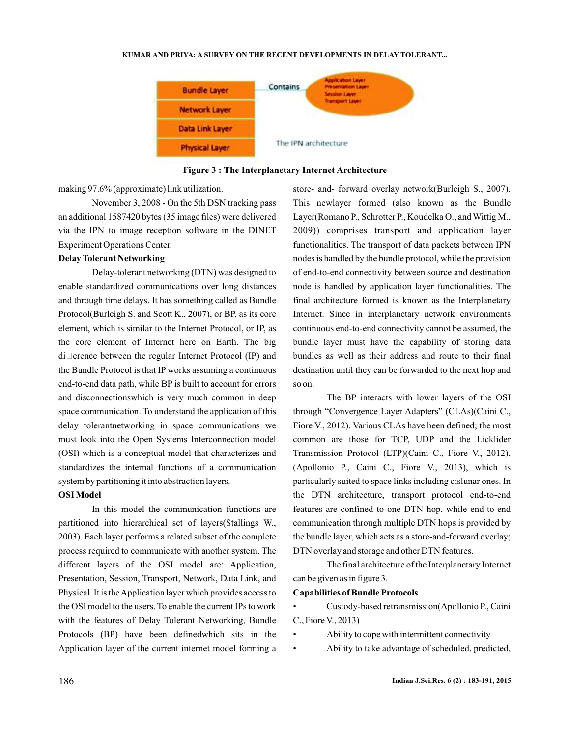Figure 3 : The Interplanetary Internet Architecture

making 97.6% (approximate) link utilization.

November 3, 2008 - On the 5th DSN tracking pass an additional 1587420 bytes (35 image files) were delivered via the IPN to image reception software in the DINET Experiment Operations Center.

**Delay Tolerant Networking**

Delay-tolerant networking (DTN) was designed to enable standardized communications over long distances and through time delays. It has something called as Bundle Protocol(Burleigh S. and Scott K., 2007), or BP, as its core element, which is similar to the Internet Protocol, or IP, as the core element of Internet here on Earth. The big difference between the regular Internet Protocol (IP) and the Bundle Protocol is that IP works assuming a continuous end-to-end data path, while BP is built to account for errors and disconnectionswhich is very much common in deep space communication. To understand the application of this delay tolerantnetworking in space communications we must look into the Open Systems Interconnection model (OSI) which is a conceptual model that characterizes and standardizes the internal functions of a communication system by partitioning it into abstraction layers.

**OSI Model**

In this model the communication functions are partitioned into hierarchical set of layers(Stallings W., 2003). Each layer performs a related subset of the complete process required to communicate with another system. The different layers of the OSI model are: Application, Presentation, Session, Transport, Network, Data Link, and Physical. It is the Application layer which provides access to the OSI model to the users. To enable the current IPs to work with the features of Delay Tolerant Networking, Bundle Protocols (BP) have been definedwhich sits in the Application layer of the current internet model forming a store- and- forward overlay network(Burleigh S., 2007). This newlayer formed (also known as the Bundle Layer(Romano P., Schrotter P., Koudelka O., and Wittig M., 2009)) comprises transport and application layer functionalities. The transport of data packets between IPN nodes is handled by the bundle protocol, while the provision of end-to-end connectivity between source and destination node is handled by application layer functionalities. The final architecture formed is known as the Interplanetary Internet. Since in interplanetary network environments continuous end-to-end connectivity cannot be assumed, the bundle layer must have the capability of storing data bundles as well as their address and route to their final destination until they can be forwarded to the next hop and so on.

The BP interacts with lower layers of the OSI through "Convergence Layer Adapters" (CLAs)(Caini C., Fiore V., 2012). Various CLAs have been defined; the most common are those for TCP, UDP and the Licklider Transmission Protocol (LTP)(Caini C., Fiore V., 2012), (Apollonio P., Caini C., Fiore V., 2013), which is particularly suited to space links including cislunar ones. In the DTN architecture, transport protocol end-to-end features are confined to one DTN hop, while end-to-end communication through multiple DTN hops is provided by the bundle layer, which acts as a store-and-forward overlay; DTN overlay and storage and other DTN features.

The final architecture of the Interplanetary Internet can be given as in figure 3.

**Capabilities of Bundle Protocols**

- Custody-based retransmission(Apollonio P., Caini C., Fiore V., 2013)
- Ability to cope with intermittent connectivity
- Ability to take advantage of scheduled, predicted,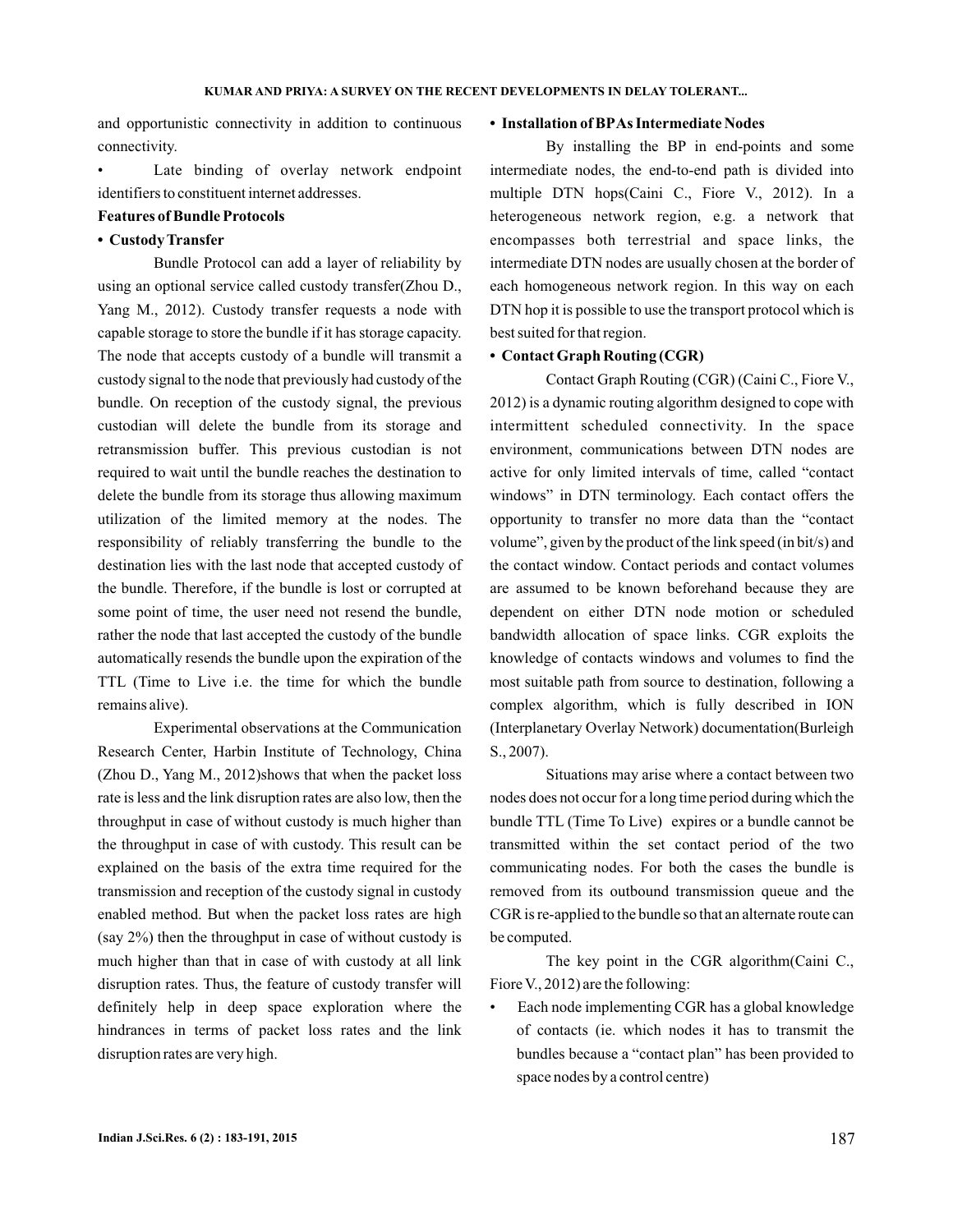and opportunistic connectivity in addition to continuous connectivity.

- Late binding of overlay network endpoint identifiers to constituent internet addresses.

**Features of Bundle Protocols**

- **Custody Transfer**

Bundle Protocol can add a layer of reliability by using an optional service called custody transfer(Zhou D., Yang M., 2012). Custody transfer requests a node with capable storage to store the bundle if it has storage capacity. The node that accepts custody of a bundle will transmit a custody signal to the node that previously had custody of the bundle. On reception of the custody signal, the previous custodian will delete the bundle from its storage and retransmission buffer. This previous custodian is not required to wait until the bundle reaches the destination to delete the bundle from its storage thus allowing maximum utilization of the limited memory at the nodes. The responsibility of reliably transferring the bundle to the destination lies with the last node that accepted custody of the bundle. Therefore, if the bundle is lost or corrupted at some point of time, the user need not resend the bundle, rather the node that last accepted the custody of the bundle automatically resends the bundle upon the expiration of the TTL (Time to Live i.e. the time for which the bundle remains alive).

Experimental observations at the Communication Research Center, Harbin Institute of Technology, China (Zhou D., Yang M., 2012)shows that when the packet loss rate is less and the link disruption rates are also low, then the throughput in case of without custody is much higher than the throughput in case of with custody. This result can be explained on the basis of the extra time required for the transmission and reception of the custody signal in custody enabled method. But when the packet loss rates are high (say 2%) then the throughput in case of without custody is much higher than that in case of with custody at all link disruption rates. Thus, the feature of custody transfer will definitely help in deep space exploration where the hindrances in terms of packet loss rates and the link disruption rates are very high.

- **Installation of BPAs Intermediate Nodes**

By installing the BP in end-points and some intermediate nodes, the end-to-end path is divided into multiple DTN hops(Caini C., Fiore V., 2012). In a heterogeneous network region, e.g. a network that encompasses both terrestrial and space links, the intermediate DTN nodes are usually chosen at the border of each homogeneous network region. In this way on each DTN hop it is possible to use the transport protocol which is best suited for that region.

- **Contact Graph Routing (CGR)**

Contact Graph Routing (CGR) (Caini C., Fiore V., 2012) is a dynamic routing algorithm designed to cope with intermittent scheduled connectivity. In the space environment, communications between DTN nodes are active for only limited intervals of time, called "contact windows" in DTN terminology. Each contact offers the opportunity to transfer no more data than the "contact volume", given by the product of the link speed (in bit/s) and the contact window. Contact periods and contact volumes are assumed to be known beforehand because they are dependent on either DTN node motion or scheduled bandwidth allocation of space links. CGR exploits the knowledge of contacts windows and volumes to find the most suitable path from source to destination, following a complex algorithm, which is fully described in ION (Interplanetary Overlay Network) documentation(Burleigh S., 2007).

Situations may arise where a contact between two nodes does not occur for a long time period during which the bundle TTL (Time To Live) expires or a bundle cannot be transmitted within the set contact period of the two communicating nodes. For both the cases the bundle is removed from its outbound transmission queue and the CGR is re-applied to the bundle so that an alternate route can be computed.

The key point in the CGR algorithm(Caini C., Fiore V., 2012) are the following:

- Each node implementing CGR has a global knowledge of contacts (ie. which nodes it has to transmit the bundles because a "contact plan" has been provided to space nodes by a control centre)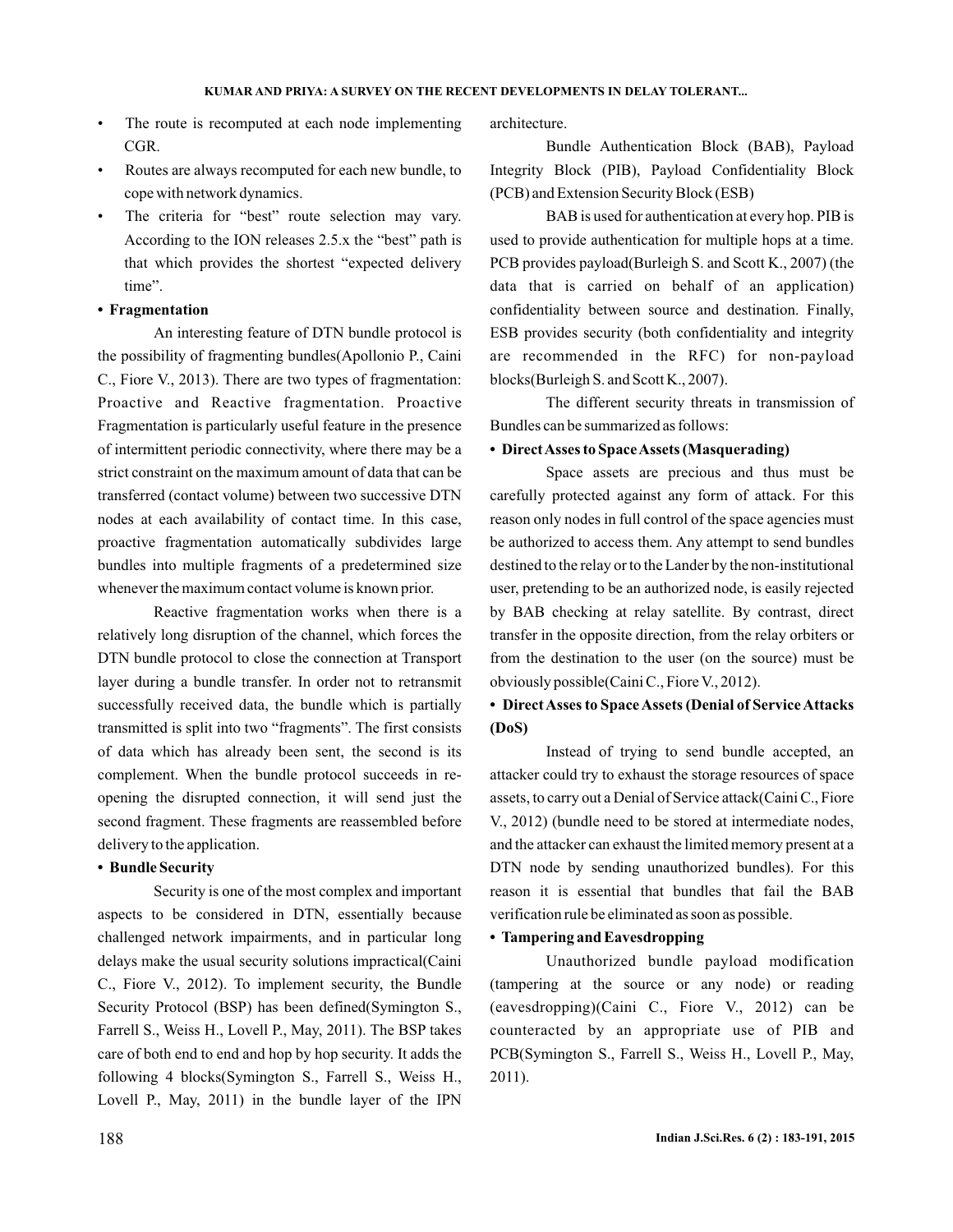- The route is recomputed at each node implementing CGR.
- Routes are always recomputed for each new bundle, to cope with network dynamics.
- The criteria for "best" route selection may vary. According to the ION releases 2.5.x the "best" path is that which provides the shortest "expected delivery time".

**• Fragmentation**

An interesting feature of DTN bundle protocol is the possibility of fragmenting bundles(Apollonio P., Caini C., Fiore V., 2013). There are two types of fragmentation: Proactive and Reactive fragmentation. Proactive Fragmentation is particularly useful feature in the presence of intermittent periodic connectivity, where there may be a strict constraint on the maximum amount of data that can be transferred (contact volume) between two successive DTN nodes at each availability of contact time. In this case, proactive fragmentation automatically subdivides large bundles into multiple fragments of a predetermined size whenever the maximum contact volume is known prior.

Reactive fragmentation works when there is a relatively long disruption of the channel, which forces the DTN bundle protocol to close the connection at Transport layer during a bundle transfer. In order not to retransmit successfully received data, the bundle which is partially transmitted is split into two "fragments". The first consists of data which has already been sent, the second is its complement. When the bundle protocol succeeds in re-opening the disrupted connection, it will send just the second fragment. These fragments are reassembled before delivery to the application.

**• Bundle Security**

Security is one of the most complex and important aspects to be considered in DTN, essentially because challenged network impairments, and in particular long delays make the usual security solutions impractical(Caini C., Fiore V., 2012). To implement security, the Bundle Security Protocol (BSP) has been defined(Symington S., Farrell S., Weiss H., Lovell P., May, 2011). The BSP takes care of both end to end and hop by hop security. It adds the following 4 blocks(Symington S., Farrell S., Weiss H., Lovell P., May, 2011) in the bundle layer of the IPN architecture.

Bundle Authentication Block (BAB), Payload Integrity Block (PIB), Payload Confidentiality Block (PCB) and Extension Security Block (ESB)

BAB is used for authentication at every hop. PIB is used to provide authentication for multiple hops at a time. PCB provides payload(Burleigh S. and Scott K., 2007) (the data that is carried on behalf of an application) confidentiality between source and destination. Finally, ESB provides security (both confidentiality and integrity are recommended in the RFC) for non-payload blocks(Burleigh S. and Scott K., 2007).

The different security threats in transmission of Bundles can be summarized as follows:

**• Direct Asses to Space Assets (Masquerading)**

Space assets are precious and thus must be carefully protected against any form of attack. For this reason only nodes in full control of the space agencies must be authorized to access them. Any attempt to send bundles destined to the relay or to the Lander by the non-institutional user, pretending to be an authorized node, is easily rejected by BAB checking at relay satellite. By contrast, direct transfer in the opposite direction, from the relay orbiters or from the destination to the user (on the source) must be obviously possible(Caini C., Fiore V., 2012).

**• Direct Asses to Space Assets (Denial of Service Attacks (DoS)**

Instead of trying to send bundle accepted, an attacker could try to exhaust the storage resources of space assets, to carry out a Denial of Service attack(Caini C., Fiore V., 2012) (bundle need to be stored at intermediate nodes, and the attacker can exhaust the limited memory present at a DTN node by sending unauthorized bundles). For this reason it is essential that bundles that fail the BAB verification rule be eliminated as soon as possible.

**• Tampering and Eavesdropping**

Unauthorized bundle payload modification (tampering at the source or any node) or reading (eavesdropping)(Caini C., Fiore V., 2012) can be counteracted by an appropriate use of PIB and PCB(Symington S., Farrell S., Weiss H., Lovell P., May, 2011).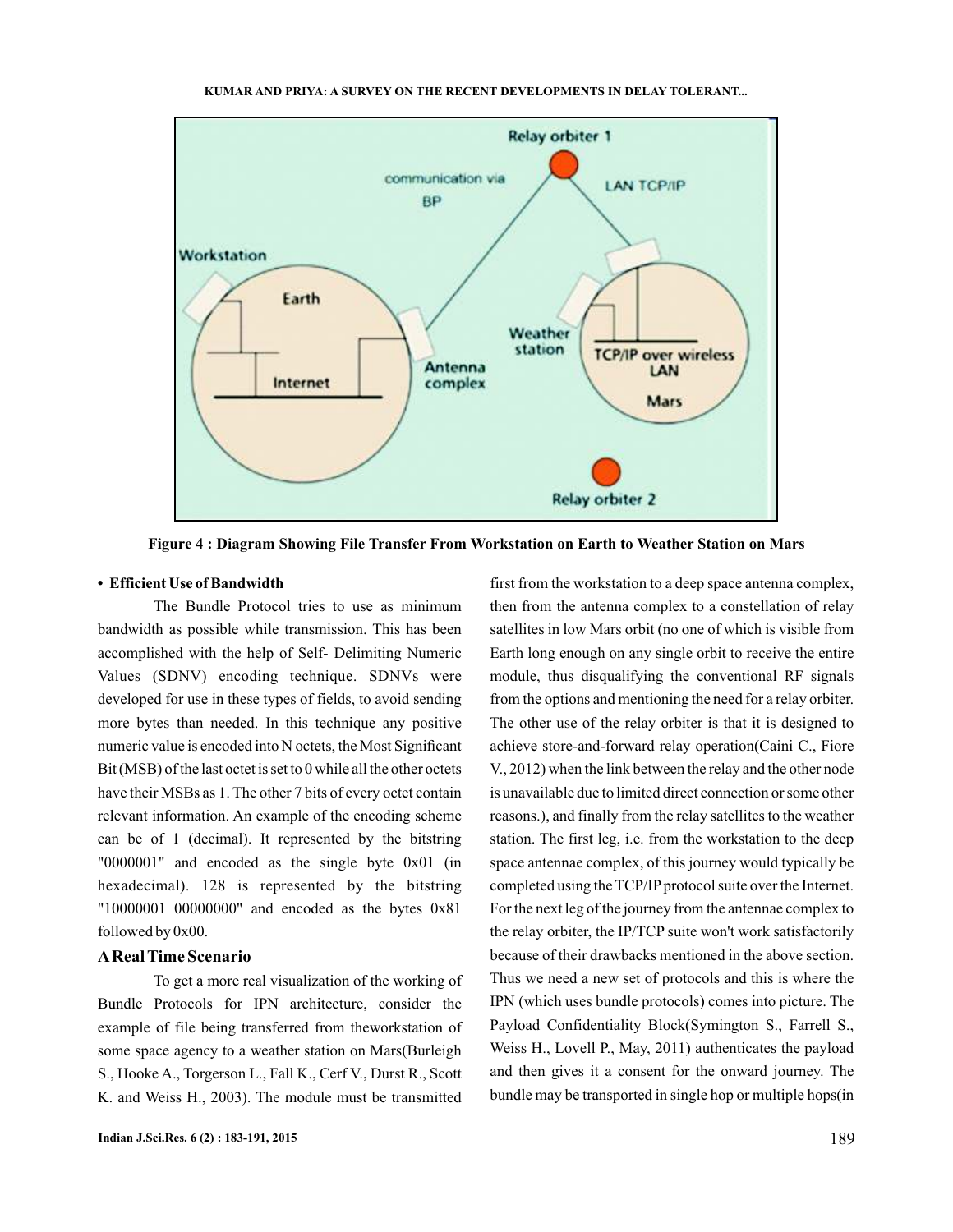Figure 4 : Diagram Showing File Transfer From Workstation on Earth to Weather Station on Mars

- **Efficient Use of Bandwidth**

The Bundle Protocol tries to use as minimum bandwidth as possible while transmission. This has been accomplished with the help of Self- Delimiting Numeric Values (SDNV) encoding technique. SDNVs were developed for use in these types of fields, to avoid sending more bytes than needed. In this technique any positive numeric value is encoded into N octets, the Most Significant Bit (MSB) of the last octet is set to 0 while all the other octets have their MSBs as 1. The other 7 bits of every octet contain relevant information. An example of the encoding scheme can be of 1 (decimal). It represented by the bitstring "0000001" and encoded as the single byte 0x01 (in hexadecimal). 128 is represented by the bitstring "10000001 00000000" and encoded as the bytes 0x81 followed by 0x00.

### A Real Time Scenario

To get a more real visualization of the working of Bundle Protocols for IPN architecture, consider the example of file being transferred from theworkstation of some space agency to a weather station on Mars(Burleigh S., Hooke A., Torgerson L., Fall K., Cerf V., Durst R., Scott K. and Weiss H., 2003). The module must be transmitted first from the workstation to a deep space antenna complex, then from the antenna complex to a constellation of relay satellites in low Mars orbit (no one of which is visible from Earth long enough on any single orbit to receive the entire module, thus disqualifying the conventional RF signals from the options and mentioning the need for a relay orbiter. The other use of the relay orbiter is that it is designed to achieve store-and-forward relay operation(Caini C., Fiore V., 2012) when the link between the relay and the other node is unavailable due to limited direct connection or some other reasons.), and finally from the relay satellites to the weather station. The first leg, i.e. from the workstation to the deep space antennae complex, of this journey would typically be completed using the TCP/IP protocol suite over the Internet. For the next leg of the journey from the antennae complex to the relay orbiter, the IP/TCP suite won't work satisfactorily because of their drawbacks mentioned in the above section. Thus we need a new set of protocols and this is where the IPN (which uses bundle protocols) comes into picture. The Payload Confidentiality Block(Symington S., Farrell S., Weiss H., Lovell P., May, 2011) authenticates the payload and then gives it a consent for the onward journey. The bundle may be transported in single hop or multiple hops(in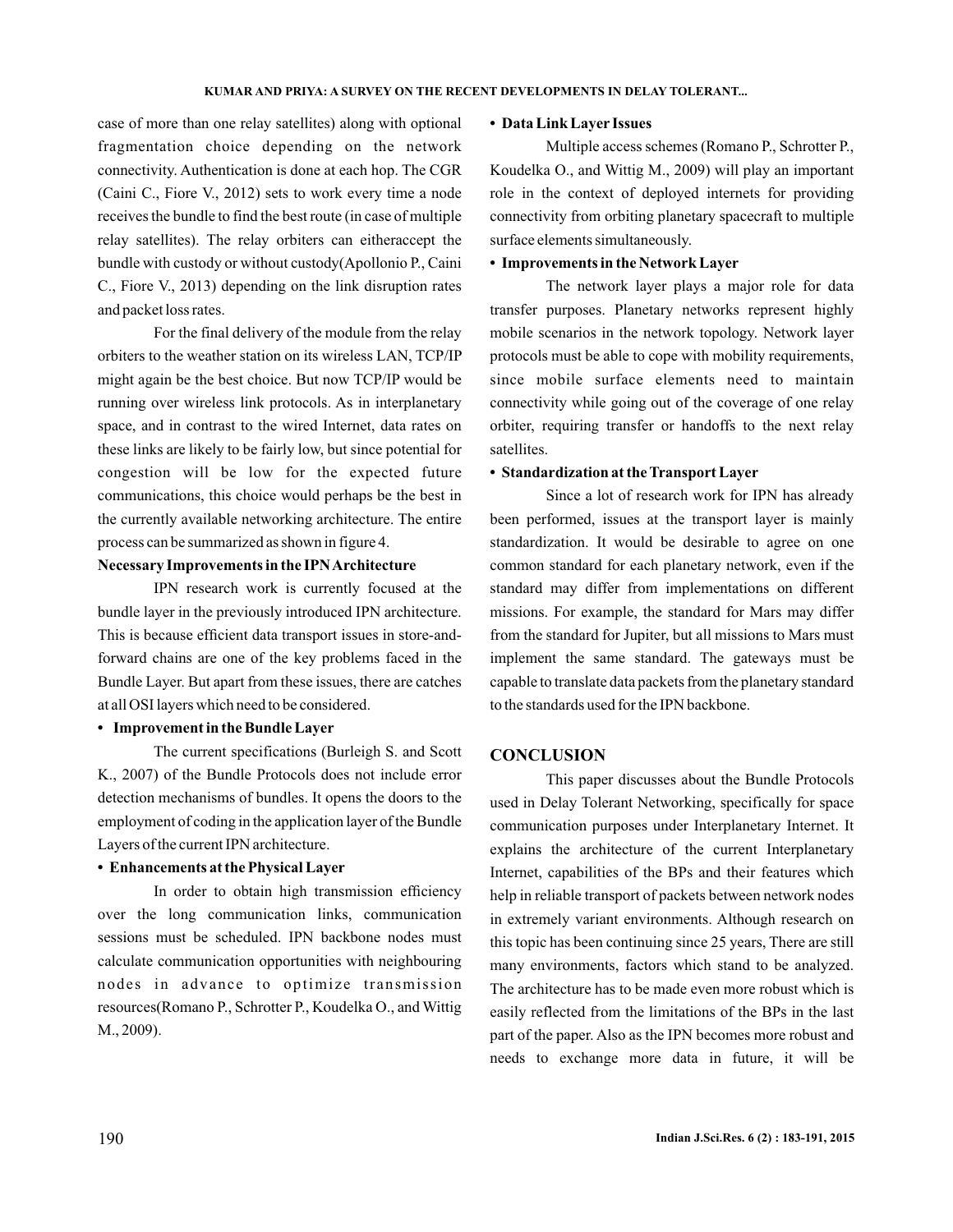case of more than one relay satellites) along with optional fragmentation choice depending on the network connectivity. Authentication is done at each hop. The CGR (Caini C., Fiore V., 2012) sets to work every time a node receives the bundle to find the best route (in case of multiple relay satellites). The relay orbiters can eitheraccept the bundle with custody or without custody(Apollonio P., Caini C., Fiore V., 2013) depending on the link disruption rates and packet loss rates.

For the final delivery of the module from the relay orbiters to the weather station on its wireless LAN, TCP/IP might again be the best choice. But now TCP/IP would be running over wireless link protocols. As in interplanetary space, and in contrast to the wired Internet, data rates on these links are likely to be fairly low, but since potential for congestion will be low for the expected future communications, this choice would perhaps be the best in the currently available networking architecture. The entire process can be summarized as shown in figure 4.

**Necessary Improvements in the IPN Architecture**

IPN research work is currently focused at the bundle layer in the previously introduced IPN architecture. This is because efficient data transport issues in store-and-forward chains are one of the key problems faced in the Bundle Layer. But apart from these issues, there are catches at all OSI layers which need to be considered.

- **Improvement in the Bundle Layer**

The current specifications (Burleigh S. and Scott K., 2007) of the Bundle Protocols does not include error detection mechanisms of bundles. It opens the doors to the employment of coding in the application layer of the Bundle Layers of the current IPN architecture.

- **Enhancements at the Physical Layer**

In order to obtain high transmission efficiency over the long communication links, communication sessions must be scheduled. IPN backbone nodes must calculate communication opportunities with neighbouring nodes in advance to optimize transmission resources(Romano P., Schrotter P., Koudelka O., and Wittig M., 2009).

- **Data Link Layer Issues**

Multiple access schemes (Romano P., Schrotter P., Koudelka O., and Wittig M., 2009) will play an important role in the context of deployed internets for providing connectivity from orbiting planetary spacecraft to multiple surface elements simultaneously.

- **Improvements in the Network Layer**

The network layer plays a major role for data transfer purposes. Planetary networks represent highly mobile scenarios in the network topology. Network layer protocols must be able to cope with mobility requirements, since mobile surface elements need to maintain connectivity while going out of the coverage of one relay orbiter, requiring transfer or handoffs to the next relay satellites.

- **Standardization at the Transport Layer**

Since a lot of research work for IPN has already been performed, issues at the transport layer is mainly standardization. It would be desirable to agree on one common standard for each planetary network, even if the standard may differ from implementations on different missions. For example, the standard for Mars may differ from the standard for Jupiter, but all missions to Mars must implement the same standard. The gateways must be capable to translate data packets from the planetary standard to the standards used for the IPN backbone.

## CONCLUSION

This paper discusses about the Bundle Protocols used in Delay Tolerant Networking, specifically for space communication purposes under Interplanetary Internet. It explains the architecture of the current Interplanetary Internet, capabilities of the BPs and their features which help in reliable transport of packets between network nodes in extremely variant environments. Although research on this topic has been continuing since 25 years, There are still many environments, factors which stand to be analyzed. The architecture has to be made even more robust which is easily reflected from the limitations of the BPs in the last part of the paper. Also as the IPN becomes more robust and needs to exchange more data in future, it will be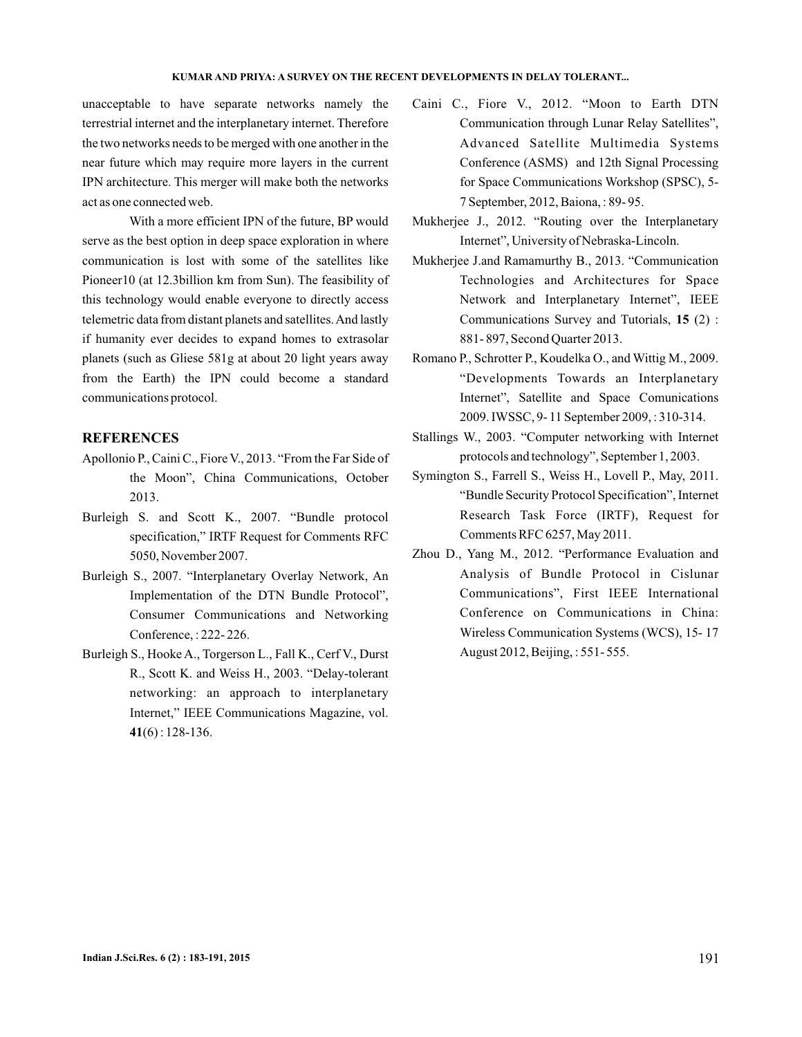unacceptable to have separate networks namely the terrestrial internet and the interplanetary internet. Therefore the two networks needs to be merged with one another in the near future which may require more layers in the current IPN architecture. This merger will make both the networks act as one connected web.

With a more efficient IPN of the future, BP would serve as the best option in deep space exploration in where communication is lost with some of the satellites like Pioneer10 (at 12.3billion km from Sun). The feasibility of this technology would enable everyone to directly access telemetric data from distant planets and satellites. And lastly if humanity ever decides to expand homes to extrasolar planets (such as Gliese 581g at about 20 light years away from the Earth) the IPN could become a standard communications protocol.

## REFERENCES

Apollonio P., Caini C., Fiore V., 2013. "From the Far Side of the Moon", China Communications, October 2013.

Burleigh S. and Scott K., 2007. "Bundle protocol specification," IRTF Request for Comments RFC 5050, November 2007.

Burleigh S., 2007. "Interplanetary Overlay Network, An Implementation of the DTN Bundle Protocol", Consumer Communications and Networking Conference, : 222- 226.

Burleigh S., Hooke A., Torgerson L., Fall K., Cerf V., Durst R., Scott K. and Weiss H., 2003. "Delay-tolerant networking: an approach to interplanetary Internet," IEEE Communications Magazine, vol. **41**(6) : 128-136.

Caini C., Fiore V., 2012. "Moon to Earth DTN Communication through Lunar Relay Satellites", Advanced Satellite Multimedia Systems Conference (ASMS) and 12th Signal Processing for Space Communications Workshop (SPSC), 5-7 September, 2012, Baiona, : 89- 95.

Mukherjee J., 2012. "Routing over the Interplanetary Internet", University of Nebraska-Lincoln.

Mukherjee J.and Ramamurthy B., 2013. "Communication Technologies and Architectures for Space Network and Interplanetary Internet", IEEE Communications Survey and Tutorials, **15** (2) : 881- 897, Second Quarter 2013.

Romano P., Schrotter P., Koudelka O., and Wittig M., 2009. "Developments Towards an Interplanetary Internet", Satellite and Space Comunications 2009. IWSSC, 9- 11 September 2009, : 310-314.

Stallings W., 2003. "Computer networking with Internet protocols and technology", September 1, 2003.

Symington S., Farrell S., Weiss H., Lovell P., May, 2011. "Bundle Security Protocol Specification", Internet Research Task Force (IRTF), Request for Comments RFC 6257, May 2011.

Zhou D., Yang M., 2012. "Performance Evaluation and Analysis of Bundle Protocol in Cislunar Communications", First IEEE International Conference on Communications in China: Wireless Communication Systems (WCS), 15- 17 August 2012, Beijing, : 551- 555.